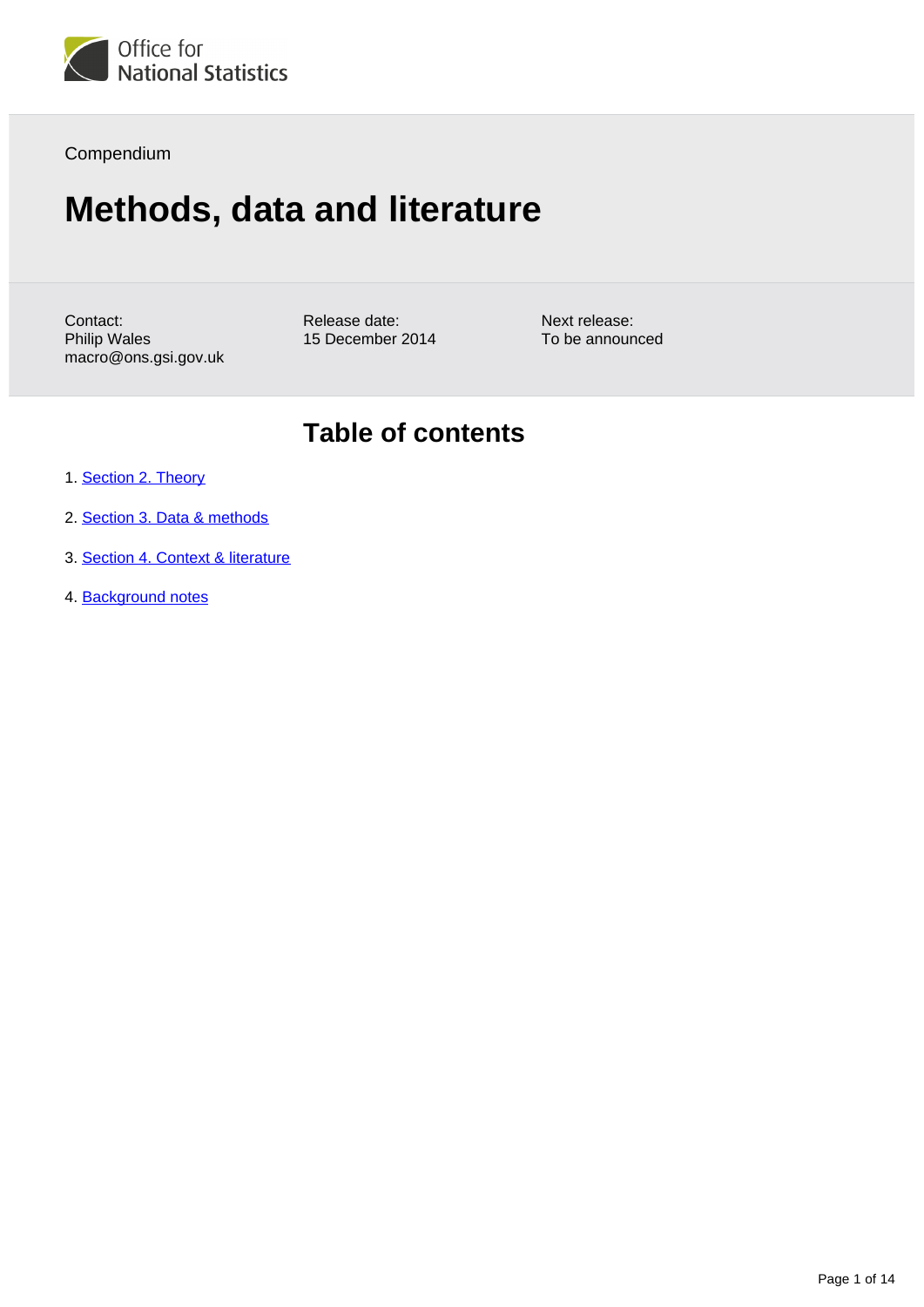Office for National Statistics

Compendium

# Methods, data and literature

Contact:
Philip Wales
macro@ons.gsi.gov.uk

Release date:
15 December 2014

Next release:
To be announced

## Table of contents

1. Section 2. Theory
2. Section 3. Data & methods
3. Section 4. Context & literature
4. Background notes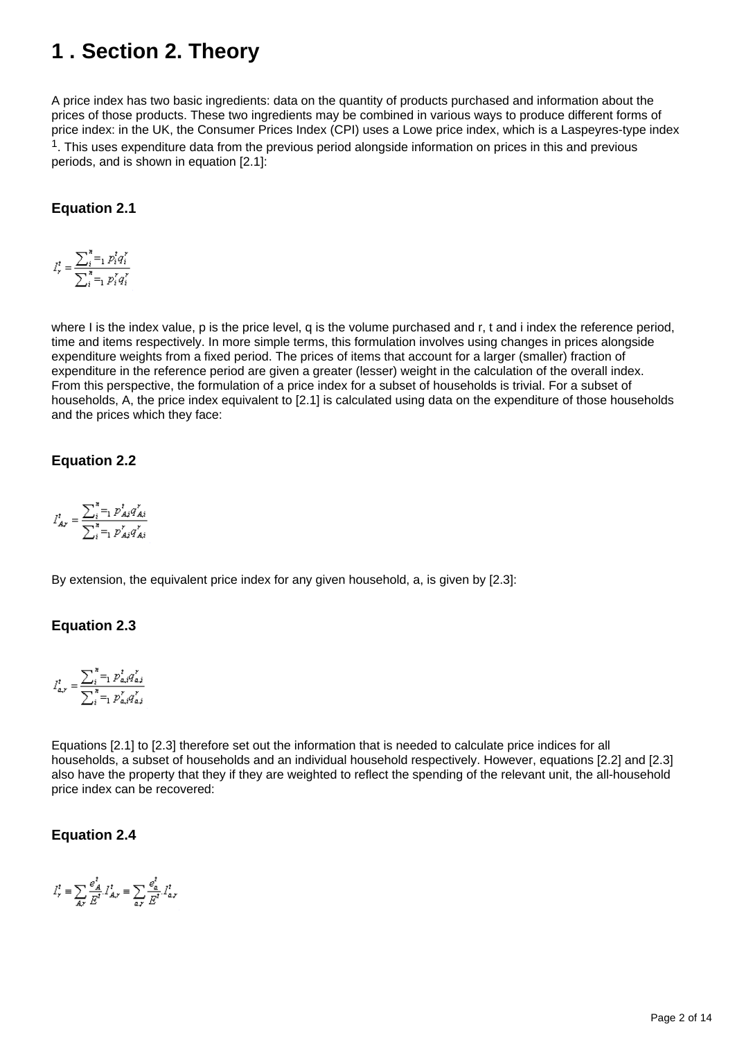# 1 . Section 2. Theory

A price index has two basic ingredients: data on the quantity of products purchased and information about the prices of those products. These two ingredients may be combined in various ways to produce different forms of price index: in the UK, the Consumer Prices Index (CPI) uses a Lowe price index, which is a Laspeyres-type index [1]. This uses expenditure data from the previous period alongside information on prices in this and previous periods, and is shown in equation [2.1]:

### Equation 2.1

$$I_r^t = \frac{\sum_{i=1}^{n} p_i^t q_i^r}{\sum_{i=1}^{n} p_i^r q_i^r}$$

where I is the index value, p is the price level, q is the volume purchased and r, t and i index the reference period, time and items respectively. In more simple terms, this formulation involves using changes in prices alongside expenditure weights from a fixed period. The prices of items that account for a larger (smaller) fraction of expenditure in the reference period are given a greater (lesser) weight in the calculation of the overall index. From this perspective, the formulation of a price index for a subset of households is trivial. For a subset of households, A, the price index equivalent to [2.1] is calculated using data on the expenditure of those households and the prices which they face:

### Equation 2.2

$$I_{A,r}^t = \frac{\sum_{i=1}^{n} p_{A,i}^t q_{A,i}^r}{\sum_{i=1}^{n} p_{A,i}^r q_{A,i}^r}$$

By extension, the equivalent price index for any given household, a, is given by [2.3]:

### Equation 2.3

$$I_{a,r}^t = \frac{\sum_{i=1}^{n} p_{a,i}^t q_{a,i}^r}{\sum_{i=1}^{n} p_{a,i}^r q_{a,i}^r}$$

Equations [2.1] to [2.3] therefore set out the information that is needed to calculate price indices for all households, a subset of households and an individual household respectively. However, equations [2.2] and [2.3] also have the property that they if they are weighted to reflect the spending of the relevant unit, the all-household price index can be recovered:

### Equation 2.4

$$I_r^t \equiv \sum_{A,r} \frac{e_A^t}{E^t} I_{A,r}^t \equiv \sum_{a,r} \frac{e_a^t}{E^t} I_{a,r}^t$$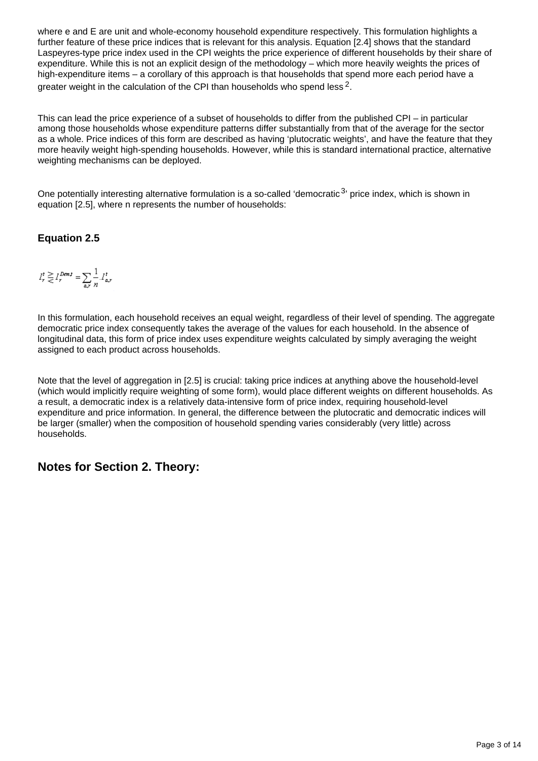where e and E are unit and whole-economy household expenditure respectively. This formulation highlights a further feature of these price indices that is relevant for this analysis. Equation [2.4] shows that the standard Laspeyres-type price index used in the CPI weights the price experience of different households by their share of expenditure. While this is not an explicit design of the methodology – which more heavily weights the prices of high-expenditure items – a corollary of this approach is that households that spend more each period have a greater weight in the calculation of the CPI than households who spend less [2].

This can lead the price experience of a subset of households to differ from the published CPI – in particular among those households whose expenditure patterns differ substantially from that of the average for the sector as a whole. Price indices of this form are described as having 'plutocratic weights', and have the feature that they more heavily weight high-spending households. However, while this is standard international practice, alternative weighting mechanisms can be deployed.

One potentially interesting alternative formulation is a so-called 'democratic [3]' price index, which is shown in equation [2.5], where n represents the number of households:

### Equation 2.5

$$I_r^t \gtreqless I_r^{Dem\,t} = \sum_{a,r} \frac{1}{n} . I_{a,r}^t$$

In this formulation, each household receives an equal weight, regardless of their level of spending. The aggregate democratic price index consequently takes the average of the values for each household. In the absence of longitudinal data, this form of price index uses expenditure weights calculated by simply averaging the weight assigned to each product across households.

Note that the level of aggregation in [2.5] is crucial: taking price indices at anything above the household-level (which would implicitly require weighting of some form), would place different weights on different households. As a result, a democratic index is a relatively data-intensive form of price index, requiring household-level expenditure and price information. In general, the difference between the plutocratic and democratic indices will be larger (smaller) when the composition of household spending varies considerably (very little) across households.

## Notes for Section 2. Theory: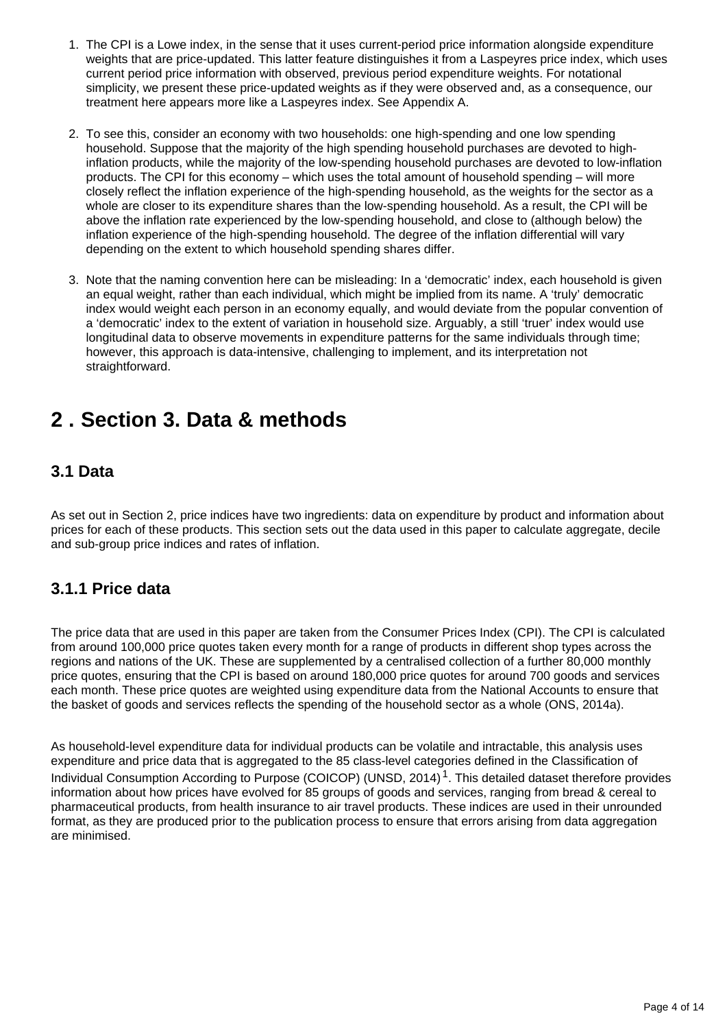1. The CPI is a Lowe index, in the sense that it uses current-period price information alongside expenditure weights that are price-updated. This latter feature distinguishes it from a Laspeyres price index, which uses current period price information with observed, previous period expenditure weights. For notational simplicity, we present these price-updated weights as if they were observed and, as a consequence, our treatment here appears more like a Laspeyres index. See Appendix A.

2. To see this, consider an economy with two households: one high-spending and one low spending household. Suppose that the majority of the high spending household purchases are devoted to high-inflation products, while the majority of the low-spending household purchases are devoted to low-inflation products. The CPI for this economy – which uses the total amount of household spending – will more closely reflect the inflation experience of the high-spending household, as the weights for the sector as a whole are closer to its expenditure shares than the low-spending household. As a result, the CPI will be above the inflation rate experienced by the low-spending household, and close to (although below) the inflation experience of the high-spending household. The degree of the inflation differential will vary depending on the extent to which household spending shares differ.

3. Note that the naming convention here can be misleading: In a 'democratic' index, each household is given an equal weight, rather than each individual, which might be implied from its name. A 'truly' democratic index would weight each person in an economy equally, and would deviate from the popular convention of a 'democratic' index to the extent of variation in household size. Arguably, a still 'truer' index would use longitudinal data to observe movements in expenditure patterns for the same individuals through time; however, this approach is data-intensive, challenging to implement, and its interpretation not straightforward.

## 2 . Section 3. Data & methods

### 3.1 Data

As set out in Section 2, price indices have two ingredients: data on expenditure by product and information about prices for each of these products. This section sets out the data used in this paper to calculate aggregate, decile and sub-group price indices and rates of inflation.

### 3.1.1 Price data

The price data that are used in this paper are taken from the Consumer Prices Index (CPI). The CPI is calculated from around 100,000 price quotes taken every month for a range of products in different shop types across the regions and nations of the UK. These are supplemented by a centralised collection of a further 80,000 monthly price quotes, ensuring that the CPI is based on around 180,000 price quotes for around 700 goods and services each month. These price quotes are weighted using expenditure data from the National Accounts to ensure that the basket of goods and services reflects the spending of the household sector as a whole (ONS, 2014a).

As household-level expenditure data for individual products can be volatile and intractable, this analysis uses expenditure and price data that is aggregated to the 85 class-level categories defined in the Classification of Individual Consumption According to Purpose (COICOP) (UNSD, 2014)[1]. This detailed dataset therefore provides information about how prices have evolved for 85 groups of goods and services, ranging from bread & cereal to pharmaceutical products, from health insurance to air travel products. These indices are used in their unrounded format, as they are produced prior to the publication process to ensure that errors arising from data aggregation are minimised.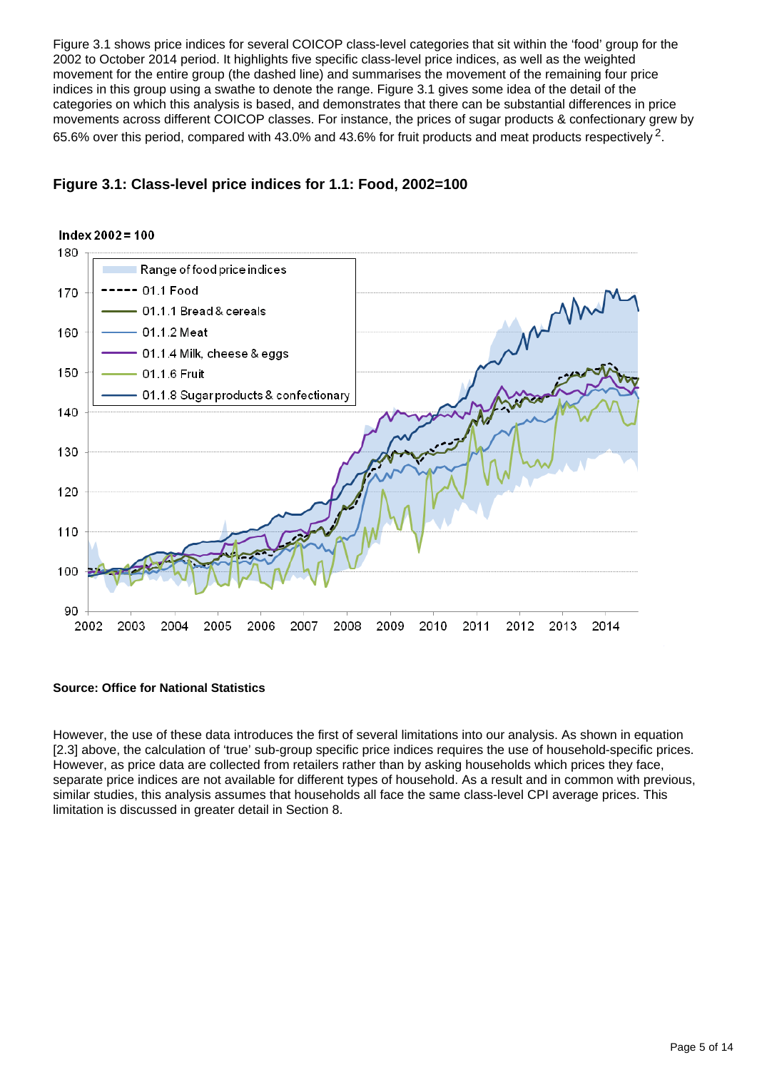Figure 3.1 shows price indices for several COICOP class-level categories that sit within the 'food' group for the 2002 to October 2014 period. It highlights five specific class-level price indices, as well as the weighted movement for the entire group (the dashed line) and summarises the movement of the remaining four price indices in this group using a swathe to denote the range. Figure 3.1 gives some idea of the detail of the categories on which this analysis is based, and demonstrates that there can be substantial differences in price movements across different COICOP classes. For instance, the prices of sugar products & confectionary grew by 65.6% over this period, compared with 43.0% and 43.6% for fruit products and meat products respectively [2].

### Figure 3.1: Class-level price indices for 1.1: Food, 2002=100

**Source: Office for National Statistics**

However, the use of these data introduces the first of several limitations into our analysis. As shown in equation [2.3] above, the calculation of 'true' sub-group specific price indices requires the use of household-specific prices. However, as price data are collected from retailers rather than by asking households which prices they face, separate price indices are not available for different types of household. As a result and in common with previous, similar studies, this analysis assumes that households all face the same class-level CPI average prices. This limitation is discussed in greater detail in Section 8.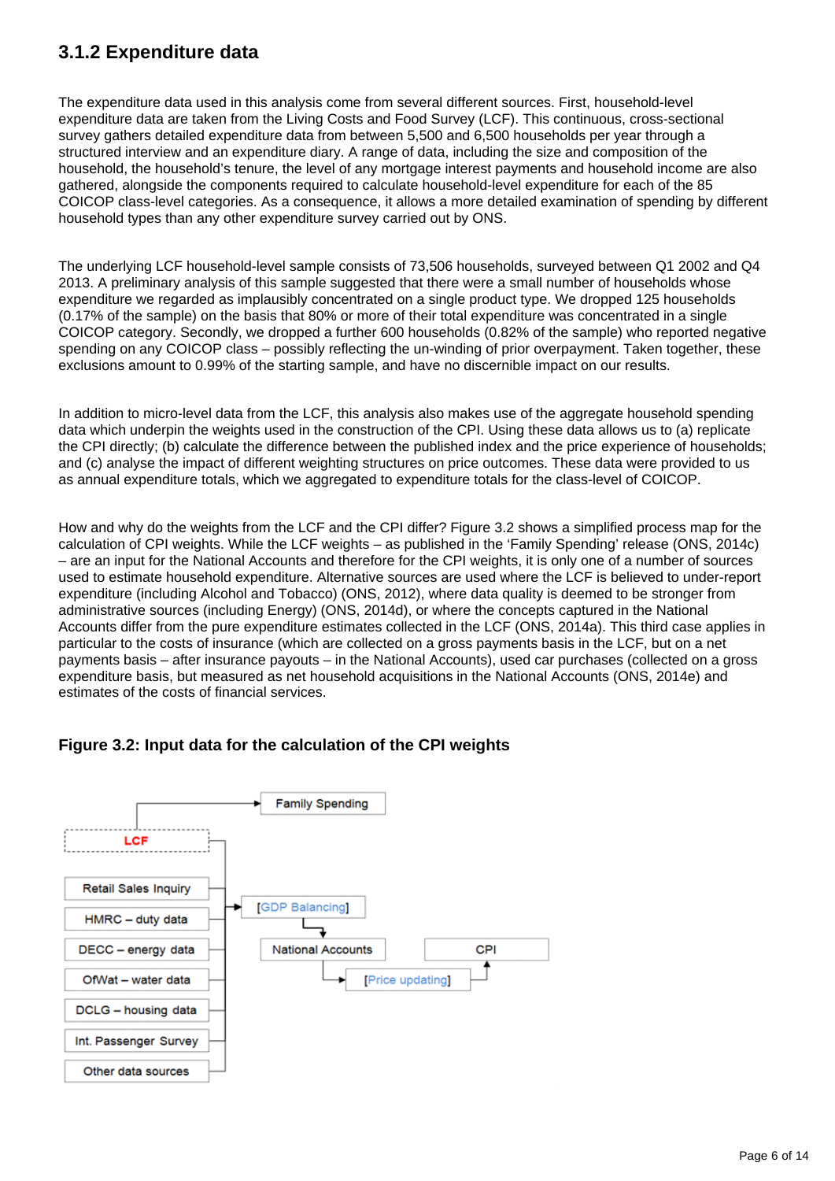### 3.1.2 Expenditure data

The expenditure data used in this analysis come from several different sources. First, household-level expenditure data are taken from the Living Costs and Food Survey (LCF). This continuous, cross-sectional survey gathers detailed expenditure data from between 5,500 and 6,500 households per year through a structured interview and an expenditure diary. A range of data, including the size and composition of the household, the household's tenure, the level of any mortgage interest payments and household income are also gathered, alongside the components required to calculate household-level expenditure for each of the 85 COICOP class-level categories. As a consequence, it allows a more detailed examination of spending by different household types than any other expenditure survey carried out by ONS.

The underlying LCF household-level sample consists of 73,506 households, surveyed between Q1 2002 and Q4 2013. A preliminary analysis of this sample suggested that there were a small number of households whose expenditure we regarded as implausibly concentrated on a single product type. We dropped 125 households (0.17% of the sample) on the basis that 80% or more of their total expenditure was concentrated in a single COICOP category. Secondly, we dropped a further 600 households (0.82% of the sample) who reported negative spending on any COICOP class – possibly reflecting the un-winding of prior overpayment. Taken together, these exclusions amount to 0.99% of the starting sample, and have no discernible impact on our results.

In addition to micro-level data from the LCF, this analysis also makes use of the aggregate household spending data which underpin the weights used in the construction of the CPI. Using these data allows us to (a) replicate the CPI directly; (b) calculate the difference between the published index and the price experience of households; and (c) analyse the impact of different weighting structures on price outcomes. These data were provided to us as annual expenditure totals, which we aggregated to expenditure totals for the class-level of COICOP.

How and why do the weights from the LCF and the CPI differ? Figure 3.2 shows a simplified process map for the calculation of CPI weights. While the LCF weights – as published in the 'Family Spending' release (ONS, 2014c) – are an input for the National Accounts and therefore for the CPI weights, it is only one of a number of sources used to estimate household expenditure. Alternative sources are used where the LCF is believed to under-report expenditure (including Alcohol and Tobacco) (ONS, 2012), where data quality is deemed to be stronger from administrative sources (including Energy) (ONS, 2014d), or where the concepts captured in the National Accounts differ from the pure expenditure estimates collected in the LCF (ONS, 2014a). This third case applies in particular to the costs of insurance (which are collected on a gross payments basis in the LCF, but on a net payments basis – after insurance payouts – in the National Accounts), used car purchases (collected on a gross expenditure basis, but measured as net household acquisitions in the National Accounts (ONS, 2014e) and estimates of the costs of financial services.

#### Figure 3.2: Input data for the calculation of the CPI weights

```
LCF ──────────────────────► Family Spending
LCF ─────────────────────┐
Retail Sales Inquiry ────┤
HMRC – duty data ────────┤
DECC – energy data ──────┼──► [GDP Balancing] ──► National Accounts ──► [Price updating] ──► CPI
OfWat – water data ──────┤
DCLG – housing data ─────┤
Int. Passenger Survey ───┤
Other data sources ──────┘
```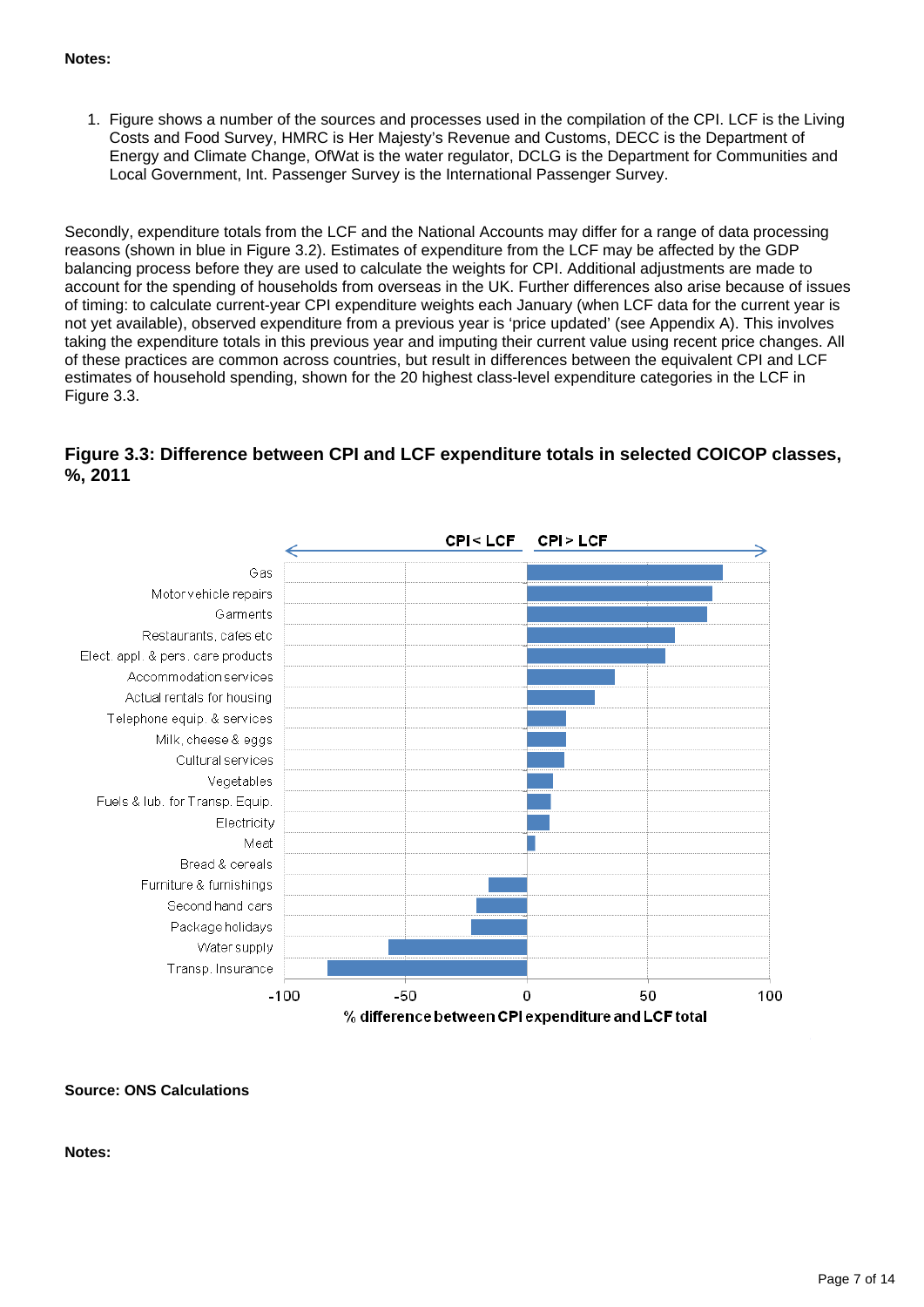**Notes:**

1. Figure shows a number of the sources and processes used in the compilation of the CPI. LCF is the Living Costs and Food Survey, HMRC is Her Majesty's Revenue and Customs, DECC is the Department of Energy and Climate Change, OfWat is the water regulator, DCLG is the Department for Communities and Local Government, Int. Passenger Survey is the International Passenger Survey.

Secondly, expenditure totals from the LCF and the National Accounts may differ for a range of data processing reasons (shown in blue in Figure 3.2). Estimates of expenditure from the LCF may be affected by the GDP balancing process before they are used to calculate the weights for CPI. Additional adjustments are made to account for the spending of households from overseas in the UK. Further differences also arise because of issues of timing: to calculate current-year CPI expenditure weights each January (when LCF data for the current year is not yet available), observed expenditure from a previous year is 'price updated' (see Appendix A). This involves taking the expenditure totals in this previous year and imputing their current value using recent price changes. All of these practices are common across countries, but result in differences between the equivalent CPI and LCF estimates of household spending, shown for the 20 highest class-level expenditure categories in the LCF in Figure 3.3.

### Figure 3.3: Difference between CPI and LCF expenditure totals in selected COICOP classes, %, 2011

**Source: ONS Calculations**

**Notes:**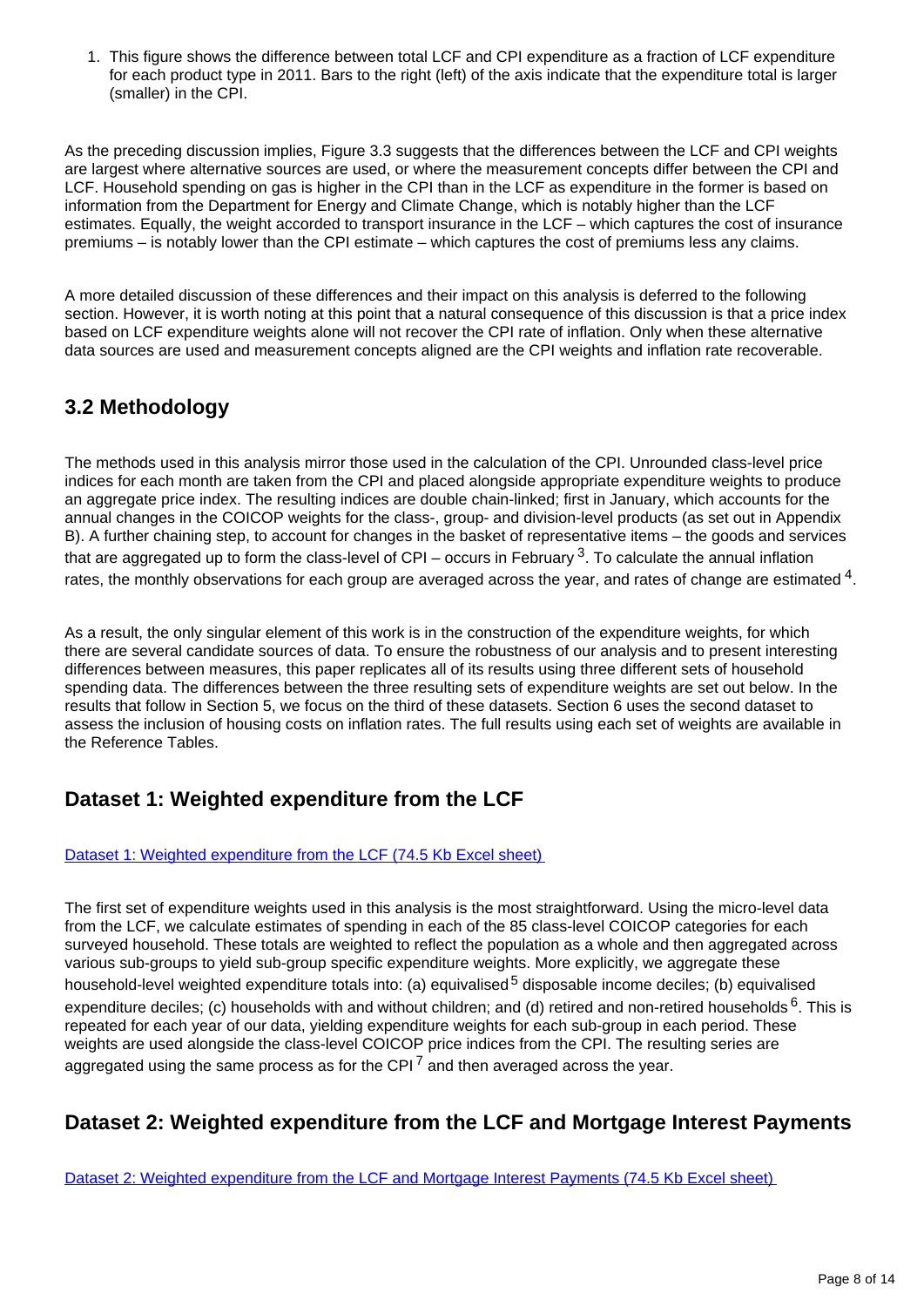1. This figure shows the difference between total LCF and CPI expenditure as a fraction of LCF expenditure for each product type in 2011. Bars to the right (left) of the axis indicate that the expenditure total is larger (smaller) in the CPI.

As the preceding discussion implies, Figure 3.3 suggests that the differences between the LCF and CPI weights are largest where alternative sources are used, or where the measurement concepts differ between the CPI and LCF. Household spending on gas is higher in the CPI than in the LCF as expenditure in the former is based on information from the Department for Energy and Climate Change, which is notably higher than the LCF estimates. Equally, the weight accorded to transport insurance in the LCF – which captures the cost of insurance premiums – is notably lower than the CPI estimate – which captures the cost of premiums less any claims.

A more detailed discussion of these differences and their impact on this analysis is deferred to the following section. However, it is worth noting at this point that a natural consequence of this discussion is that a price index based on LCF expenditure weights alone will not recover the CPI rate of inflation. Only when these alternative data sources are used and measurement concepts aligned are the CPI weights and inflation rate recoverable.

## 3.2 Methodology

The methods used in this analysis mirror those used in the calculation of the CPI. Unrounded class-level price indices for each month are taken from the CPI and placed alongside appropriate expenditure weights to produce an aggregate price index. The resulting indices are double chain-linked; first in January, which accounts for the annual changes in the COICOP weights for the class-, group- and division-level products (as set out in Appendix B). A further chaining step, to account for changes in the basket of representative items – the goods and services that are aggregated up to form the class-level of CPI – occurs in February [3]. To calculate the annual inflation rates, the monthly observations for each group are averaged across the year, and rates of change are estimated [4].

As a result, the only singular element of this work is in the construction of the expenditure weights, for which there are several candidate sources of data. To ensure the robustness of our analysis and to present interesting differences between measures, this paper replicates all of its results using three different sets of household spending data. The differences between the three resulting sets of expenditure weights are set out below. In the results that follow in Section 5, we focus on the third of these datasets. Section 6 uses the second dataset to assess the inclusion of housing costs on inflation rates. The full results using each set of weights are available in the Reference Tables.

## Dataset 1: Weighted expenditure from the LCF

[Dataset 1: Weighted expenditure from the LCF (74.5 Kb Excel sheet)]

The first set of expenditure weights used in this analysis is the most straightforward. Using the micro-level data from the LCF, we calculate estimates of spending in each of the 85 class-level COICOP categories for each surveyed household. These totals are weighted to reflect the population as a whole and then aggregated across various sub-groups to yield sub-group specific expenditure weights. More explicitly, we aggregate these household-level weighted expenditure totals into: (a) equivalised [5] disposable income deciles; (b) equivalised expenditure deciles; (c) households with and without children; and (d) retired and non-retired households [6]. This is repeated for each year of our data, yielding expenditure weights for each sub-group in each period. These weights are used alongside the class-level COICOP price indices from the CPI. The resulting series are aggregated using the same process as for the CPI [7] and then averaged across the year.

## Dataset 2: Weighted expenditure from the LCF and Mortgage Interest Payments

[Dataset 2: Weighted expenditure from the LCF and Mortgage Interest Payments (74.5 Kb Excel sheet)]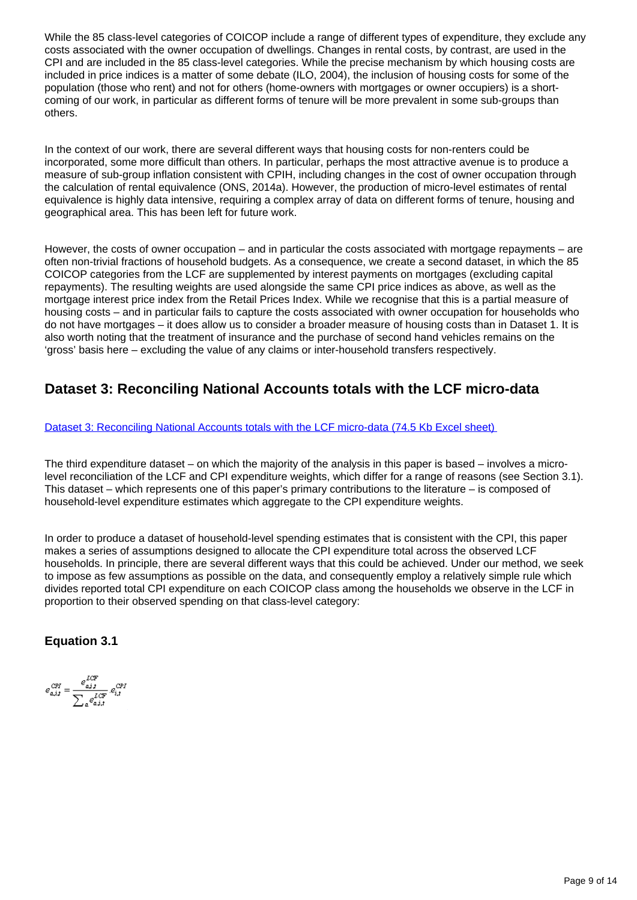While the 85 class-level categories of COICOP include a range of different types of expenditure, they exclude any costs associated with the owner occupation of dwellings. Changes in rental costs, by contrast, are used in the CPI and are included in the 85 class-level categories. While the precise mechanism by which housing costs are included in price indices is a matter of some debate (ILO, 2004), the inclusion of housing costs for some of the population (those who rent) and not for others (home-owners with mortgages or owner occupiers) is a short-coming of our work, in particular as different forms of tenure will be more prevalent in some sub-groups than others.

In the context of our work, there are several different ways that housing costs for non-renters could be incorporated, some more difficult than others. In particular, perhaps the most attractive avenue is to produce a measure of sub-group inflation consistent with CPIH, including changes in the cost of owner occupation through the calculation of rental equivalence (ONS, 2014a). However, the production of micro-level estimates of rental equivalence is highly data intensive, requiring a complex array of data on different forms of tenure, housing and geographical area. This has been left for future work.

However, the costs of owner occupation – and in particular the costs associated with mortgage repayments – are often non-trivial fractions of household budgets. As a consequence, we create a second dataset, in which the 85 COICOP categories from the LCF are supplemented by interest payments on mortgages (excluding capital repayments). The resulting weights are used alongside the same CPI price indices as above, as well as the mortgage interest price index from the Retail Prices Index. While we recognise that this is a partial measure of housing costs – and in particular fails to capture the costs associated with owner occupation for households who do not have mortgages – it does allow us to consider a broader measure of housing costs than in Dataset 1. It is also worth noting that the treatment of insurance and the purchase of second hand vehicles remains on the 'gross' basis here – excluding the value of any claims or inter-household transfers respectively.

## Dataset 3: Reconciling National Accounts totals with the LCF micro-data

[Dataset 3: Reconciling National Accounts totals with the LCF micro-data (74.5 Kb Excel sheet)]

The third expenditure dataset – on which the majority of the analysis in this paper is based – involves a micro-level reconciliation of the LCF and CPI expenditure weights, which differ for a range of reasons (see Section 3.1). This dataset – which represents one of this paper's primary contributions to the literature – is composed of household-level expenditure estimates which aggregate to the CPI expenditure weights.

In order to produce a dataset of household-level spending estimates that is consistent with the CPI, this paper makes a series of assumptions designed to allocate the CPI expenditure total across the observed LCF households. In principle, there are several different ways that this could be achieved. Under our method, we seek to impose as few assumptions as possible on the data, and consequently employ a relatively simple rule which divides reported total CPI expenditure on each COICOP class among the households we observe in the LCF in proportion to their observed spending on that class-level category:

### Equation 3.1

$$e_{a,i,t}^{CPI} = \frac{e_{a,i,t}^{LCF}}{\sum_a e_{a,i,t}^{LCF}} \cdot e_{i,t}^{CPI}$$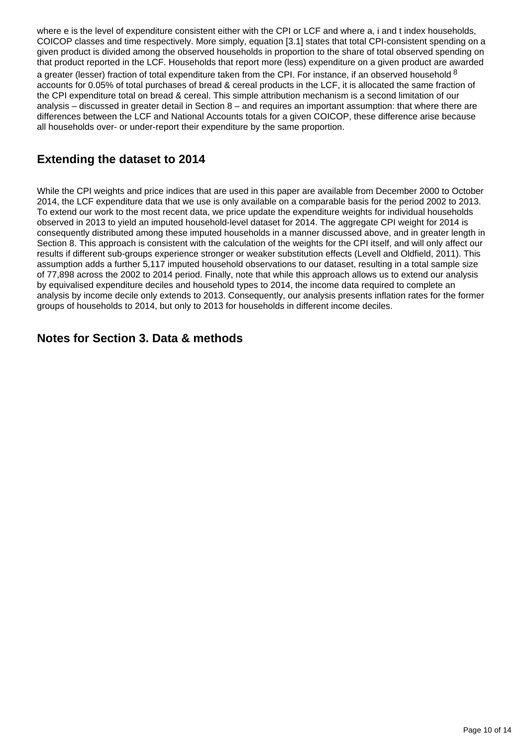where e is the level of expenditure consistent either with the CPI or LCF and where a, i and t index households, COICOP classes and time respectively. More simply, equation [3.1] states that total CPI-consistent spending on a given product is divided among the observed households in proportion to the share of total observed spending on that product reported in the LCF. Households that report more (less) expenditure on a given product are awarded a greater (lesser) fraction of total expenditure taken from the CPI. For instance, if an observed household [8] accounts for 0.05% of total purchases of bread & cereal products in the LCF, it is allocated the same fraction of the CPI expenditure total on bread & cereal. This simple attribution mechanism is a second limitation of our analysis – discussed in greater detail in Section 8 – and requires an important assumption: that where there are differences between the LCF and National Accounts totals for a given COICOP, these difference arise because all households over- or under-report their expenditure by the same proportion.

## Extending the dataset to 2014

While the CPI weights and price indices that are used in this paper are available from December 2000 to October 2014, the LCF expenditure data that we use is only available on a comparable basis for the period 2002 to 2013. To extend our work to the most recent data, we price update the expenditure weights for individual households observed in 2013 to yield an imputed household-level dataset for 2014. The aggregate CPI weight for 2014 is consequently distributed among these imputed households in a manner discussed above, and in greater length in Section 8. This approach is consistent with the calculation of the weights for the CPI itself, and will only affect our results if different sub-groups experience stronger or weaker substitution effects (Levell and Oldfield, 2011). This assumption adds a further 5,117 imputed household observations to our dataset, resulting in a total sample size of 77,898 across the 2002 to 2014 period. Finally, note that while this approach allows us to extend our analysis by equivalised expenditure deciles and household types to 2014, the income data required to complete an analysis by income decile only extends to 2013. Consequently, our analysis presents inflation rates for the former groups of households to 2014, but only to 2013 for households in different income deciles.

## Notes for Section 3. Data & methods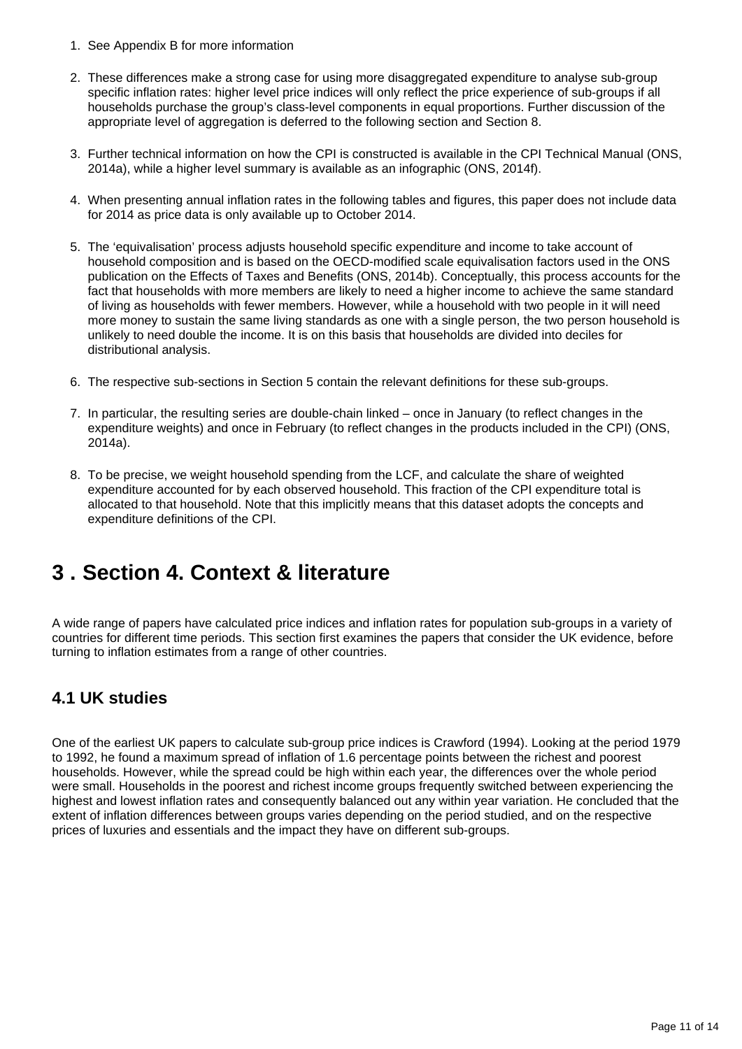1. See Appendix B for more information

2. These differences make a strong case for using more disaggregated expenditure to analyse sub-group specific inflation rates: higher level price indices will only reflect the price experience of sub-groups if all households purchase the group's class-level components in equal proportions. Further discussion of the appropriate level of aggregation is deferred to the following section and Section 8.

3. Further technical information on how the CPI is constructed is available in the CPI Technical Manual (ONS, 2014a), while a higher level summary is available as an infographic (ONS, 2014f).

4. When presenting annual inflation rates in the following tables and figures, this paper does not include data for 2014 as price data is only available up to October 2014.

5. The 'equivalisation' process adjusts household specific expenditure and income to take account of household composition and is based on the OECD-modified scale equivalisation factors used in the ONS publication on the Effects of Taxes and Benefits (ONS, 2014b). Conceptually, this process accounts for the fact that households with more members are likely to need a higher income to achieve the same standard of living as households with fewer members. However, while a household with two people in it will need more money to sustain the same living standards as one with a single person, the two person household is unlikely to need double the income. It is on this basis that households are divided into deciles for distributional analysis.

6. The respective sub-sections in Section 5 contain the relevant definitions for these sub-groups.

7. In particular, the resulting series are double-chain linked – once in January (to reflect changes in the expenditure weights) and once in February (to reflect changes in the products included in the CPI) (ONS, 2014a).

8. To be precise, we weight household spending from the LCF, and calculate the share of weighted expenditure accounted for by each observed household. This fraction of the CPI expenditure total is allocated to that household. Note that this implicitly means that this dataset adopts the concepts and expenditure definitions of the CPI.

# 3 . Section 4. Context & literature

A wide range of papers have calculated price indices and inflation rates for population sub-groups in a variety of countries for different time periods. This section first examines the papers that consider the UK evidence, before turning to inflation estimates from a range of other countries.

## 4.1 UK studies

One of the earliest UK papers to calculate sub-group price indices is Crawford (1994). Looking at the period 1979 to 1992, he found a maximum spread of inflation of 1.6 percentage points between the richest and poorest households. However, while the spread could be high within each year, the differences over the whole period were small. Households in the poorest and richest income groups frequently switched between experiencing the highest and lowest inflation rates and consequently balanced out any within year variation. He concluded that the extent of inflation differences between groups varies depending on the period studied, and on the respective prices of luxuries and essentials and the impact they have on different sub-groups.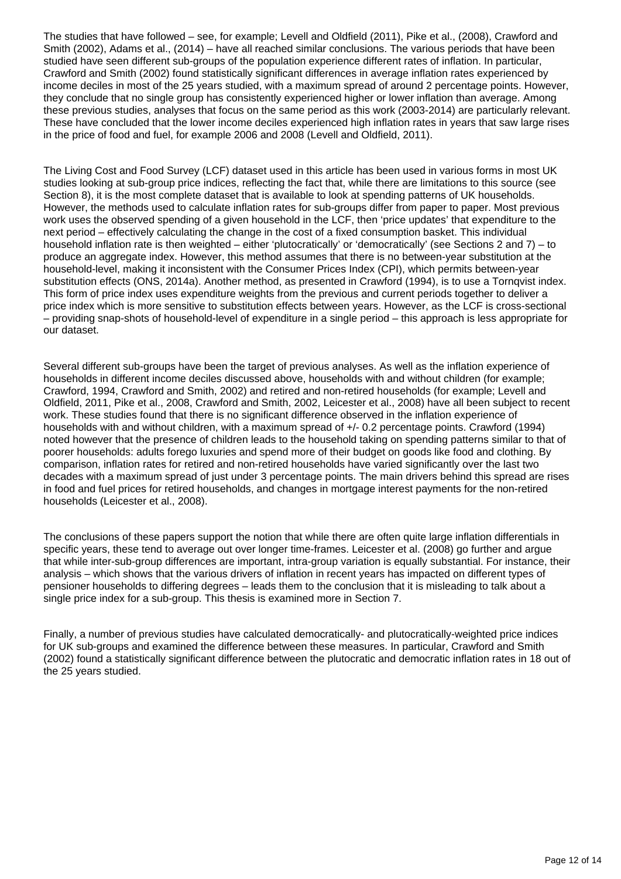The studies that have followed – see, for example; Levell and Oldfield (2011), Pike et al., (2008), Crawford and Smith (2002), Adams et al., (2014) – have all reached similar conclusions. The various periods that have been studied have seen different sub-groups of the population experience different rates of inflation. In particular, Crawford and Smith (2002) found statistically significant differences in average inflation rates experienced by income deciles in most of the 25 years studied, with a maximum spread of around 2 percentage points. However, they conclude that no single group has consistently experienced higher or lower inflation than average. Among these previous studies, analyses that focus on the same period as this work (2003-2014) are particularly relevant. These have concluded that the lower income deciles experienced high inflation rates in years that saw large rises in the price of food and fuel, for example 2006 and 2008 (Levell and Oldfield, 2011).

The Living Cost and Food Survey (LCF) dataset used in this article has been used in various forms in most UK studies looking at sub-group price indices, reflecting the fact that, while there are limitations to this source (see Section 8), it is the most complete dataset that is available to look at spending patterns of UK households. However, the methods used to calculate inflation rates for sub-groups differ from paper to paper. Most previous work uses the observed spending of a given household in the LCF, then 'price updates' that expenditure to the next period – effectively calculating the change in the cost of a fixed consumption basket. This individual household inflation rate is then weighted – either 'plutocratically' or 'democratically' (see Sections 2 and 7) – to produce an aggregate index. However, this method assumes that there is no between-year substitution at the household-level, making it inconsistent with the Consumer Prices Index (CPI), which permits between-year substitution effects (ONS, 2014a). Another method, as presented in Crawford (1994), is to use a Tornqvist index. This form of price index uses expenditure weights from the previous and current periods together to deliver a price index which is more sensitive to substitution effects between years. However, as the LCF is cross-sectional – providing snap-shots of household-level of expenditure in a single period – this approach is less appropriate for our dataset.

Several different sub-groups have been the target of previous analyses. As well as the inflation experience of households in different income deciles discussed above, households with and without children (for example; Crawford, 1994, Crawford and Smith, 2002) and retired and non-retired households (for example; Levell and Oldfield, 2011, Pike et al., 2008, Crawford and Smith, 2002, Leicester et al., 2008) have all been subject to recent work. These studies found that there is no significant difference observed in the inflation experience of households with and without children, with a maximum spread of +/- 0.2 percentage points. Crawford (1994) noted however that the presence of children leads to the household taking on spending patterns similar to that of poorer households: adults forego luxuries and spend more of their budget on goods like food and clothing. By comparison, inflation rates for retired and non-retired households have varied significantly over the last two decades with a maximum spread of just under 3 percentage points. The main drivers behind this spread are rises in food and fuel prices for retired households, and changes in mortgage interest payments for the non-retired households (Leicester et al., 2008).

The conclusions of these papers support the notion that while there are often quite large inflation differentials in specific years, these tend to average out over longer time-frames. Leicester et al. (2008) go further and argue that while inter-sub-group differences are important, intra-group variation is equally substantial. For instance, their analysis – which shows that the various drivers of inflation in recent years has impacted on different types of pensioner households to differing degrees – leads them to the conclusion that it is misleading to talk about a single price index for a sub-group. This thesis is examined more in Section 7.

Finally, a number of previous studies have calculated democratically- and plutocratically-weighted price indices for UK sub-groups and examined the difference between these measures. In particular, Crawford and Smith (2002) found a statistically significant difference between the plutocratic and democratic inflation rates in 18 out of the 25 years studied.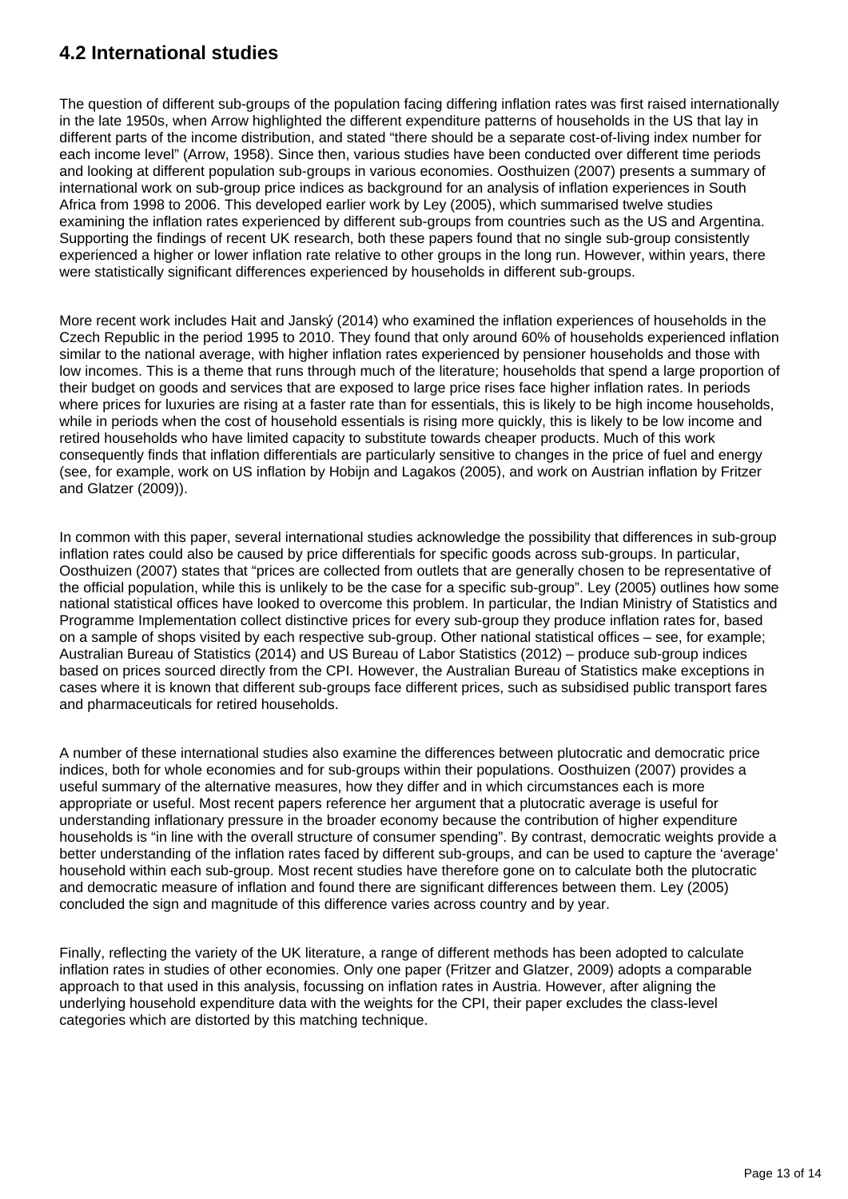## 4.2 International studies

The question of different sub-groups of the population facing differing inflation rates was first raised internationally in the late 1950s, when Arrow highlighted the different expenditure patterns of households in the US that lay in different parts of the income distribution, and stated "there should be a separate cost-of-living index number for each income level" (Arrow, 1958). Since then, various studies have been conducted over different time periods and looking at different population sub-groups in various economies. Oosthuizen (2007) presents a summary of international work on sub-group price indices as background for an analysis of inflation experiences in South Africa from 1998 to 2006. This developed earlier work by Ley (2005), which summarised twelve studies examining the inflation rates experienced by different sub-groups from countries such as the US and Argentina. Supporting the findings of recent UK research, both these papers found that no single sub-group consistently experienced a higher or lower inflation rate relative to other groups in the long run. However, within years, there were statistically significant differences experienced by households in different sub-groups.

More recent work includes Hait and Janský (2014) who examined the inflation experiences of households in the Czech Republic in the period 1995 to 2010. They found that only around 60% of households experienced inflation similar to the national average, with higher inflation rates experienced by pensioner households and those with low incomes. This is a theme that runs through much of the literature; households that spend a large proportion of their budget on goods and services that are exposed to large price rises face higher inflation rates. In periods where prices for luxuries are rising at a faster rate than for essentials, this is likely to be high income households, while in periods when the cost of household essentials is rising more quickly, this is likely to be low income and retired households who have limited capacity to substitute towards cheaper products. Much of this work consequently finds that inflation differentials are particularly sensitive to changes in the price of fuel and energy (see, for example, work on US inflation by Hobijn and Lagakos (2005), and work on Austrian inflation by Fritzer and Glatzer (2009)).

In common with this paper, several international studies acknowledge the possibility that differences in sub-group inflation rates could also be caused by price differentials for specific goods across sub-groups. In particular, Oosthuizen (2007) states that "prices are collected from outlets that are generally chosen to be representative of the official population, while this is unlikely to be the case for a specific sub-group". Ley (2005) outlines how some national statistical offices have looked to overcome this problem. In particular, the Indian Ministry of Statistics and Programme Implementation collect distinctive prices for every sub-group they produce inflation rates for, based on a sample of shops visited by each respective sub-group. Other national statistical offices – see, for example; Australian Bureau of Statistics (2014) and US Bureau of Labor Statistics (2012) – produce sub-group indices based on prices sourced directly from the CPI. However, the Australian Bureau of Statistics make exceptions in cases where it is known that different sub-groups face different prices, such as subsidised public transport fares and pharmaceuticals for retired households.

A number of these international studies also examine the differences between plutocratic and democratic price indices, both for whole economies and for sub-groups within their populations. Oosthuizen (2007) provides a useful summary of the alternative measures, how they differ and in which circumstances each is more appropriate or useful. Most recent papers reference her argument that a plutocratic average is useful for understanding inflationary pressure in the broader economy because the contribution of higher expenditure households is "in line with the overall structure of consumer spending". By contrast, democratic weights provide a better understanding of the inflation rates faced by different sub-groups, and can be used to capture the 'average' household within each sub-group. Most recent studies have therefore gone on to calculate both the plutocratic and democratic measure of inflation and found there are significant differences between them. Ley (2005) concluded the sign and magnitude of this difference varies across country and by year.

Finally, reflecting the variety of the UK literature, a range of different methods has been adopted to calculate inflation rates in studies of other economies. Only one paper (Fritzer and Glatzer, 2009) adopts a comparable approach to that used in this analysis, focussing on inflation rates in Austria. However, after aligning the underlying household expenditure data with the weights for the CPI, their paper excludes the class-level categories which are distorted by this matching technique.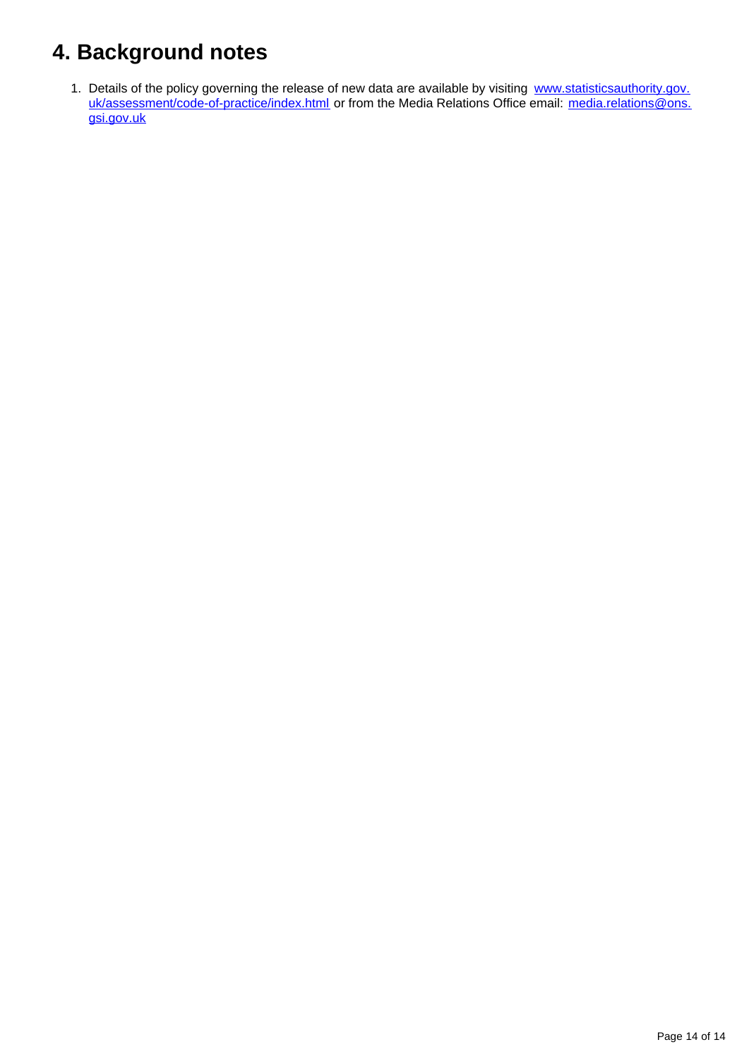## 4. Background notes

1. Details of the policy governing the release of new data are available by visiting [www.statisticsauthority.gov.uk/assessment/code-of-practice/index.html](http://www.statisticsauthority.gov.uk/assessment/code-of-practice/index.html) or from the Media Relations Office email: [media.relations@ons.gsi.gov.uk](mailto:media.relations@ons.gsi.gov.uk)